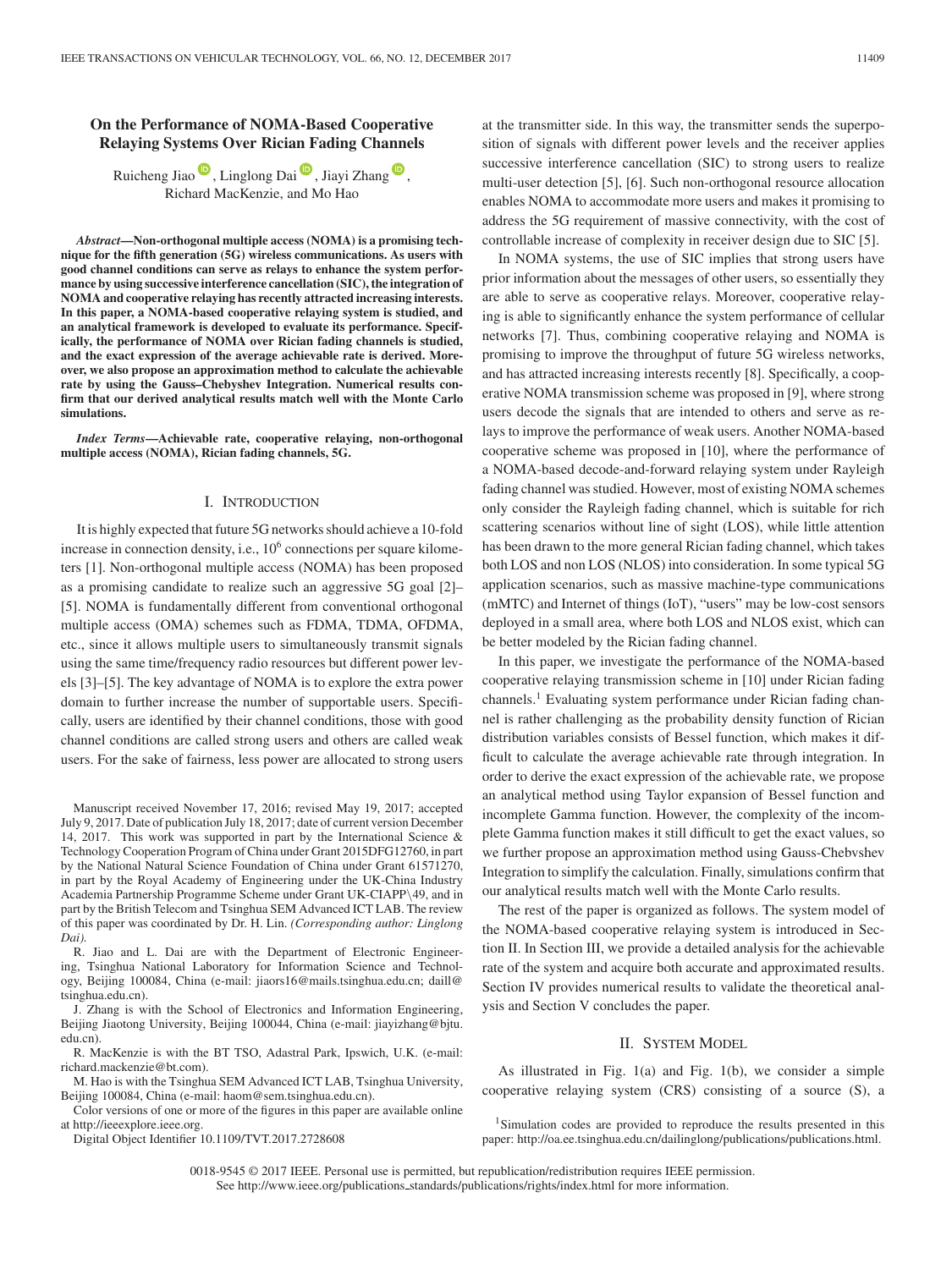# On the Performance of NOMA-Based Cooperative Relaying Systems Over Rician Fading Channels

Ruicheng Jiao, Linglong Dai, Jiayi Zhang, Richard MacKenzie, and Mo Hao

***Abstract*—Non-orthogonal multiple access (NOMA) is a promising technique for the fifth generation (5G) wireless communications. As users with good channel conditions can serve as relays to enhance the system performance by using successive interference cancellation (SIC), the integration of NOMA and cooperative relaying has recently attracted increasing interests. In this paper, a NOMA-based cooperative relaying system is studied, and an analytical framework is developed to evaluate its performance. Specifically, the performance of NOMA over Rician fading channels is studied, and the exact expression of the average achievable rate is derived. Moreover, we also propose an approximation method to calculate the achievable rate by using the Gauss–Chebyshev Integration. Numerical results confirm that our derived analytical results match well with the Monte Carlo simulations.**

***Index Terms*—Achievable rate, cooperative relaying, non-orthogonal multiple access (NOMA), Rician fading channels, 5G.**

## I. Introduction

It is highly expected that future 5G networks should achieve a 10-fold increase in connection density, i.e., $10^6$ connections per square kilometers [1]. Non-orthogonal multiple access (NOMA) has been proposed as a promising candidate to realize such an aggressive 5G goal [2]–[5]. NOMA is fundamentally different from conventional orthogonal multiple access (OMA) schemes such as FDMA, TDMA, OFDMA, etc., since it allows multiple users to simultaneously transmit signals using the same time/frequency radio resources but different power levels [3]–[5]. The key advantage of NOMA is to explore the extra power domain to further increase the number of supportable users. Specifically, users are identified by their channel conditions, those with good channel conditions are called strong users and others are called weak users. For the sake of fairness, less power are allocated to strong users at the transmitter side. In this way, the transmitter sends the superposition of signals with different power levels and the receiver applies successive interference cancellation (SIC) to strong users to realize multi-user detection [5], [6]. Such non-orthogonal resource allocation enables NOMA to accommodate more users and makes it promising to address the 5G requirement of massive connectivity, with the cost of controllable increase of complexity in receiver design due to SIC [5].

In NOMA systems, the use of SIC implies that strong users have prior information about the messages of other users, so essentially they are able to serve as cooperative relays. Moreover, cooperative relaying is able to significantly enhance the system performance of cellular networks [7]. Thus, combining cooperative relaying and NOMA is promising to improve the throughput of future 5G wireless networks, and has attracted increasing interests recently [8]. Specifically, a cooperative NOMA transmission scheme was proposed in [9], where strong users decode the signals that are intended to others and serve as relays to improve the performance of weak users. Another NOMA-based cooperative scheme was proposed in [10], where the performance of a NOMA-based decode-and-forward relaying system under Rayleigh fading channel was studied. However, most of existing NOMA schemes only consider the Rayleigh fading channel, which is suitable for rich scattering scenarios without line of sight (LOS), while little attention has been drawn to the more general Rician fading channel, which takes both LOS and non LOS (NLOS) into consideration. In some typical 5G application scenarios, such as massive machine-type communications (mMTC) and Internet of things (IoT), "users" may be low-cost sensors deployed in a small area, where both LOS and NLOS exist, which can be better modeled by the Rician fading channel.

In this paper, we investigate the performance of the NOMA-based cooperative relaying transmission scheme in [10] under Rician fading channels.[1] Evaluating system performance under Rician fading channel is rather challenging as the probability density function of Rician distribution variables consists of Bessel function, which makes it difficult to calculate the average achievable rate through integration. In order to derive the exact expression of the achievable rate, we propose an analytical method using Taylor expansion of Bessel function and incomplete Gamma function. However, the complexity of the incomplete Gamma function makes it still difficult to get the exact values, so we further propose an approximation method using Gauss-Chebvshev Integration to simplify the calculation. Finally, simulations confirm that our analytical results match well with the Monte Carlo results.

The rest of the paper is organized as follows. The system model of the NOMA-based cooperative relaying system is introduced in Section II. In Section III, we provide a detailed analysis for the achievable rate of the system and acquire both accurate and approximated results. Section IV provides numerical results to validate the theoretical analysis and Section V concludes the paper.

## II. System Model

As illustrated in Fig. 1(a) and Fig. 1(b), we consider a simple cooperative relaying system (CRS) consisting of a source (S), a

---

Manuscript received November 17, 2016; revised May 19, 2017; accepted July 9, 2017. Date of publication July 18, 2017; date of current version December 14, 2017. This work was supported in part by the International Science & Technology Cooperation Program of China under Grant 2015DFG12760, in part by the National Natural Science Foundation of China under Grant 61571270, in part by the Royal Academy of Engineering under the UK-China Industry Academia Partnership Programme Scheme under Grant UK-CIAPP\49, and in part by the British Telecom and Tsinghua SEM Advanced ICT LAB. The review of this paper was coordinated by Dr. H. Lin. *(Corresponding author: Linglong Dai).*

R. Jiao and L. Dai are with the Department of Electronic Engineering, Tsinghua National Laboratory for Information Science and Technology, Beijing 100084, China (e-mail: jiaors16@mails.tsinghua.edu.cn; daill@tsinghua.edu.cn).

J. Zhang is with the School of Electronics and Information Engineering, Beijing Jiaotong University, Beijing 100044, China (e-mail: jiayizhang@bjtu.edu.cn).

R. MacKenzie is with the BT TSO, Adastral Park, Ipswich, U.K. (e-mail: richard.mackenzie@bt.com).

M. Hao is with the Tsinghua SEM Advanced ICT LAB, Tsinghua University, Beijing 100084, China (e-mail: haom@sem.tsinghua.edu.cn).

Color versions of one or more of the figures in this paper are available online at http://ieeexplore.ieee.org.

Digital Object Identifier 10.1109/TVT.2017.2728608

[1] Simulation codes are provided to reproduce the results presented in this paper: http://oa.ee.tsinghua.edu.cn/dailinglong/publications/publications.html.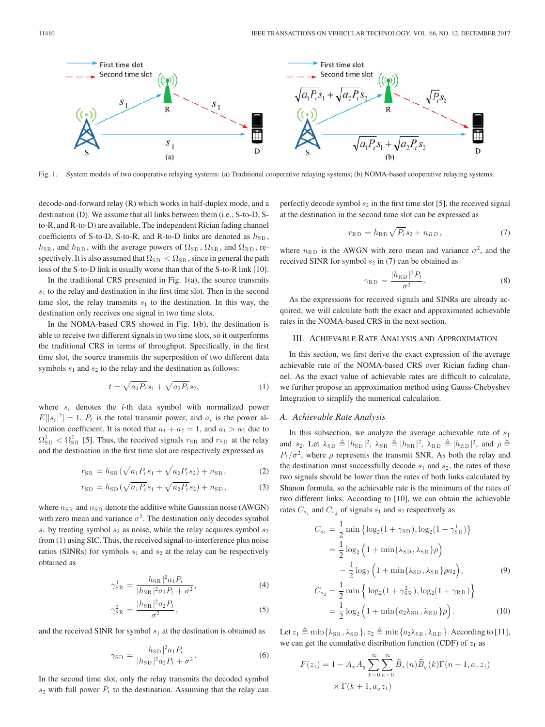Fig. 1. System models of two cooperative relaying systems: (a) Traditional cooperative relaying systems; (b) NOMA-based cooperative relaying systems.

decode-and-forward relay (R) which works in half-duplex mode, and a destination (D). We assume that all links between them (i.e., S-to-D, S-to-R, and R-to-D) are available. The independent Rician fading channel coefficients of S-to-D, S-to-R, and R-to-D links are denoted as $h_{\rm SD}$, $h_{\rm SR}$, and $h_{\rm RD}$, with the average powers of $\Omega_{\rm SD}$, $\Omega_{\rm SR}$, and $\Omega_{\rm RD}$, respectively. It is also assumed that $\Omega_{\rm SD} < \Omega_{\rm SR}$, since in general the path loss of the S-to-D link is usually worse than that of the S-to-R link [10].

In the traditional CRS presented in Fig. 1(a), the source transmits $s_1$ to the relay and destination in the first time slot. Then in the second time slot, the relay transmits $s_1$ to the destination. In this way, the destination only receives one signal in two time slots.

In the NOMA-based CRS showed in Fig. 1(b), the destination is able to receive two different signals in two time slots, so it outperforms the traditional CRS in terms of throughput. Specifically, in the first time slot, the source transmits the superposition of two different data symbols $s_1$ and $s_2$ to the relay and the destination as follows:

$$t = \sqrt{a_1 P_t} s_1 + \sqrt{a_2 P_t} s_2, \tag{1}$$

where $s_i$ denotes the $i$-th data symbol with normalized power $E[|s_i|^2] = 1$, $P_t$ is the total transmit power, and $a_i$ is the power allocation coefficient. It is noted that $a_1 + a_2 = 1$, and $a_1 > a_2$ due to $\Omega_{\rm SD}^2 < \Omega_{\rm SR}^2$ [5]. Thus, the received signals $r_{\rm SR}$ and $r_{\rm SD}$ at the relay and the destination in the first time slot are respectively expressed as

$$r_{\rm SR} = h_{\rm SR}(\sqrt{a_1 P_t} s_1 + \sqrt{a_2 P_t} s_2) + n_{\rm SR}, \tag{2}$$

$$r_{\rm SD} = h_{\rm SD}(\sqrt{a_1 P_t} s_1 + \sqrt{a_2 P_t} s_2) + n_{\rm SD}, \tag{3}$$

where $n_{\rm SR}$ and $n_{\rm SD}$ denote the additive white Gaussian noise (AWGN) with zero mean and variance $\sigma^2$. The destination only decodes symbol $s_1$ by treating symbol $s_2$ as noise, while the relay acquires symbol $s_2$ from (1) using SIC. Thus, the received signal-to-interference plus noise ratios (SINRs) for symbols $s_1$ and $s_2$ at the relay can be respectively obtained as

$$\gamma_{\rm SR}^1 = \frac{|h_{\rm SR}|^2 a_1 P_t}{|h_{\rm SR}|^2 a_2 P_t + \sigma^2}, \tag{4}$$

$$\gamma_{\rm SR}^2 = \frac{|h_{\rm SR}|^2 a_2 P_t}{\sigma^2}, \tag{5}$$

and the received SINR for symbol $s_1$ at the destination is obtained as

$$\gamma_{\rm SD} = \frac{|h_{\rm SD}|^2 a_1 P_t}{|h_{\rm SD}|^2 a_2 P_t + \sigma^2}. \tag{6}$$

In the second time slot, only the relay transmits the decoded symbol $s_2$ with full power $P_t$ to the destination. Assuming that the relay can perfectly decode symbol $s_2$ in the first time slot [5], the received signal at the destination in the second time slot can be expressed as

$$r_{\rm RD} = h_{\rm RD}\sqrt{P_t} s_2 + n_{RD}, \tag{7}$$

where $n_{\rm RD}$ is the AWGN with zero mean and variance $\sigma^2$, and the received SINR for symbol $s_2$ in (7) can be obtained as

$$\gamma_{\rm RD} = \frac{|h_{\rm RD}|^2 P_t}{\sigma^2}. \tag{8}$$

As the expressions for received signals and SINRs are already acquired, we will calculate both the exact and approximated achievable rates in the NOMA-based CRS in the next section.

## III. Achievable Rate Analysis and Approximation

In this section, we first derive the exact expression of the average achievable rate of the NOMA-based CRS over Rician fading channel. As the exact value of achievable rates are difficult to calculate, we further propose an approximation method using Gauss-Chebyshev Integration to simplify the numerical calculation.

### *A. Achievable Rate Analysis*

In this subsection, we analyze the average achievable rate of $s_1$ and $s_2$. Let $\lambda_{\rm SD} \triangleq |h_{\rm SD}|^2$, $\lambda_{\rm SR} \triangleq |h_{\rm SR}|^2$, $\lambda_{\rm RD} \triangleq |h_{\rm RD}|^2$, and $\rho \triangleq P_t/\sigma^2$, where $\rho$ represents the transmit SNR. As both the relay and the destination must successfully decode $s_1$ and $s_2$, the rates of these two signals should be lower than the rates of both links calculated by Shanon formula, so the achievable rate is the minimum of the rates of two different links. According to [10], we can obtain the achievable rates $C_{s_1}$ and $C_{s_2}$ of signals $s_1$ and $s_2$ respectively as

$$\begin{aligned} C_{s_1} &= \frac{1}{2}\min\left\{\log_2(1+\gamma_{\rm SD}), \log_2(1+\gamma_{\rm SR}^1)\right\} \\ &= \frac{1}{2}\log_2\left(1+\min\{\lambda_{\rm SD}, \lambda_{\rm SR}\}\rho\right) \\ &\quad - \frac{1}{2}\log_2\left(1+\min\{\lambda_{\rm SD}, \lambda_{\rm SR}\}\rho a_2\right), \end{aligned} \tag{9}$$

$$\begin{aligned} C_{s_2} &= \frac{1}{2}\min\left\{\log_2(1+\gamma_{\rm SR}^2), \log_2(1+\gamma_{\rm RD})\right\} \\ &= \frac{1}{2}\log_2\left(1+\min\{a_2\lambda_{\rm SR}, \lambda_{\rm RD}\}\rho\right). \end{aligned} \tag{10}$$

Let $z_1 \triangleq \min\{\lambda_{\rm SR}, \lambda_{\rm SD}\}$, $z_2 \triangleq \min\{a_2\lambda_{\rm SR}, \lambda_{\rm RD}\}$. According to [11], we can get the cumulative distribution function (CDF) of $z_1$ as

$$F(z_1) = 1 - A_x A_y \sum_{k=0}^{\infty}\sum_{n=0}^{\infty} \widetilde{B}_x(n)\widetilde{B}_y(k)\Gamma(n+1, a_x z_1) \times \Gamma(k+1, a_y z_1)$$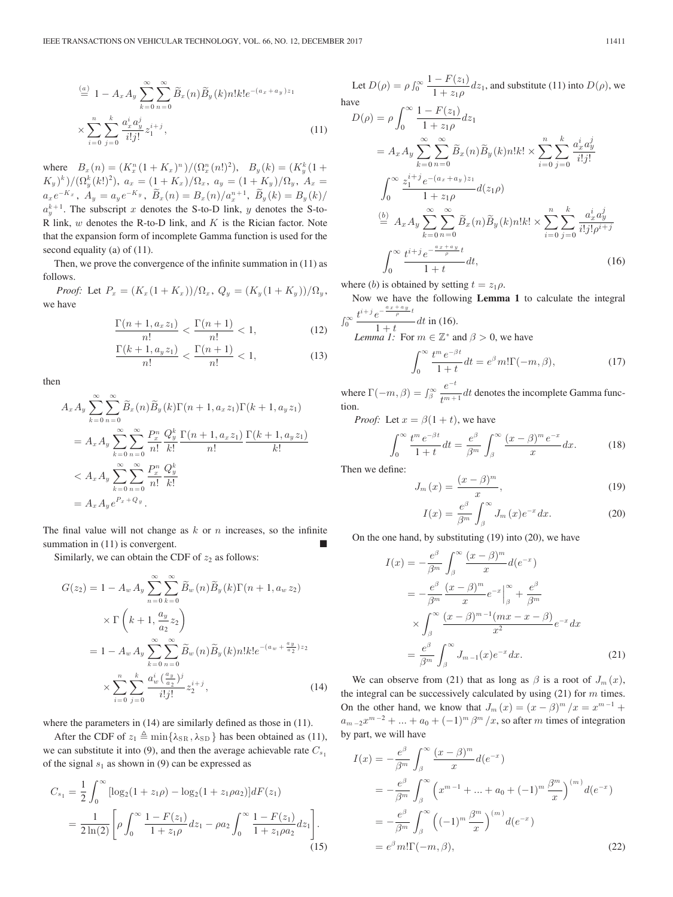$$\stackrel{(a)}{=} 1 - A_x A_y \sum_{k=0}^{\infty}\sum_{n=0}^{\infty} \widetilde{B}_x(n)\widetilde{B}_y(k) n! k! e^{-(a_x+a_y)z_1} \times \sum_{i=0}^{n}\sum_{j=0}^{k} \frac{a_x^i a_y^j}{i! j!} z_1^{i+j}, \tag{11}$$

where $B_x(n) = (K_x^n(1+K_x)^n)/(\Omega_x^n(n!)^2)$, $B_y(k) = (K_y^k(1+K_y)^k)/(\Omega_y^k(k!)^2)$, $a_x = (1+K_x)/\Omega_x$, $a_y = (1+K_y)/\Omega_y$, $A_x = a_x e^{-K_x}$, $A_y = a_y e^{-K_y}$, $\widetilde{B}_x(n) = B_x(n)/a_x^{n+1}$, $\widetilde{B}_y(k) = B_y(k)/a_y^{k+1}$. The subscript $x$ denotes the S-to-D link, $y$ denotes the S-to-R link, $w$ denotes the R-to-D link, and $K$ is the Rician factor. Note that the expansion form of incomplete Gamma function is used for the second equality (a) of (11).

Then, we prove the convergence of the infinite summation in (11) as follows.

*Proof:* Let $P_x = (K_x(1+K_x))/\Omega_x$, $Q_y = (K_y(1+K_y))/\Omega_y$, we have

$$\frac{\Gamma(n+1, a_x z_1)}{n!} < \frac{\Gamma(n+1)}{n!} < 1, \tag{12}$$

$$\frac{\Gamma(k+1, a_y z_1)}{n!} < \frac{\Gamma(n+1)}{n!} < 1, \tag{13}$$

then

$$\begin{aligned}
&A_x A_y \sum_{k=0}^{\infty}\sum_{n=0}^{\infty} \widetilde{B}_x(n)\widetilde{B}_y(k)\Gamma(n+1, a_x z_1)\Gamma(k+1, a_y z_1) \\
&= A_x A_y \sum_{k=0}^{\infty}\sum_{n=0}^{\infty} \frac{P_x^n}{n!}\frac{Q_y^k}{k!}\frac{\Gamma(n+1, a_x z_1)}{n!}\frac{\Gamma(k+1, a_y z_1)}{k!} \\
&< A_x A_y \sum_{k=0}^{\infty}\sum_{n=0}^{\infty} \frac{P_x^n}{n!}\frac{Q_y^k}{k!} \\
&= A_x A_y e^{P_x + Q_y}.
\end{aligned}$$

The final value will not change as $k$ or $n$ increases, so the infinite summation in (11) is convergent. ∎

Similarly, we can obtain the CDF of $z_2$ as follows:

$$\begin{aligned}
G(z_2) &= 1 - A_w A_y \sum_{n=0}^{\infty}\sum_{k=0}^{\infty} \widetilde{B}_w(n)\widetilde{B}_y(k)\Gamma(n+1, a_w z_2) \times \Gamma\left(k+1, \frac{a_y}{a_2} z_2\right) \\
&= 1 - A_w A_y \sum_{k=0}^{\infty}\sum_{n=0}^{\infty} \widetilde{B}_w(n)\widetilde{B}_y(k) n! k! e^{-(a_w + \frac{a_y}{a_2})z_2} \times \sum_{i=0}^{n}\sum_{j=0}^{k} \frac{a_w^i (\frac{a_y}{a_2})^j}{i! j!} z_2^{i+j},
\end{aligned} \tag{14}$$

where the parameters in (14) are similarly defined as those in (11).

After the CDF of $z_1 \triangleq \min\{\lambda_{\mathrm{SR}}, \lambda_{\mathrm{SD}}\}$ has been obtained as (11), we can substitute it into (9), and then the average achievable rate $C_{s_1}$ of the signal $s_1$ as shown in (9) can be expressed as

$$\begin{aligned}
C_{s_1} &= \frac{1}{2}\int_0^{\infty} [\log_2(1+z_1\rho) - \log_2(1+z_1\rho a_2)] dF(z_1) \\
&= \frac{1}{2\ln(2)}\left[\rho\int_0^{\infty}\frac{1-F(z_1)}{1+z_1\rho}dz_1 - \rho a_2 \int_0^{\infty}\frac{1-F(z_1)}{1+z_1\rho a_2}dz_1\right].
\end{aligned} \tag{15}$$

Let $D(\rho) = \rho\int_0^{\infty}\frac{1-F(z_1)}{1+z_1\rho}dz_1$, and substitute (11) into $D(\rho)$, we have

$$\begin{aligned}
D(\rho) &= \rho\int_0^{\infty}\frac{1-F(z_1)}{1+z_1\rho}dz_1 \\
&= A_x A_y \sum_{k=0}^{\infty}\sum_{n=0}^{\infty}\widetilde{B}_x(n)\widetilde{B}_y(k) n! k! \times \sum_{i=0}^{n}\sum_{j=0}^{k}\frac{a_x^i a_y^j}{i! j!} \int_0^{\infty}\frac{z_1^{i+j}e^{-(a_x+a_y)z_1}}{1+z_1\rho}d(z_1\rho) \\
&\stackrel{(b)}{=} A_x A_y \sum_{k=0}^{\infty}\sum_{n=0}^{\infty}\widetilde{B}_x(n)\widetilde{B}_y(k) n! k! \times \sum_{i=0}^{n}\sum_{j=0}^{k}\frac{a_x^i a_y^j}{i! j! \rho^{i+j}} \int_0^{\infty}\frac{t^{i+j}e^{-\frac{a_x+a_y}{\rho}t}}{1+t}dt,
\end{aligned} \tag{16}$$

where (b) is obtained by setting $t = z_1\rho$.

Now we have the following **Lemma 1** to calculate the integral $\int_0^{\infty}\frac{t^{i+j}e^{-\frac{a_x+a_y}{\rho}t}}{1+t}dt$ in (16).

*Lemma 1:* For $m \in \mathbb{Z}^*$ and $\beta > 0$, we have

$$\int_0^{\infty}\frac{t^m e^{-\beta t}}{1+t}dt = e^{\beta} m! \Gamma(-m, \beta), \tag{17}$$

where $\Gamma(-m, \beta) = \int_{\beta}^{\infty}\frac{e^{-t}}{t^{m+1}}dt$ denotes the incomplete Gamma function.

*Proof:* Let $x = \beta(1+t)$, we have

$$\int_0^{\infty}\frac{t^m e^{-\beta t}}{1+t}dt = \frac{e^{\beta}}{\beta^m}\int_{\beta}^{\infty}\frac{(x-\beta)^m e^{-x}}{x}dx. \tag{18}$$

Then we define:

$$J_m(x) = \frac{(x-\beta)^m}{x}, \tag{19}$$

$$I(x) = \frac{e^{\beta}}{\beta^m}\int_{\beta}^{\infty} J_m(x) e^{-x} dx. \tag{20}$$

On the one hand, by substituting (19) into (20), we have

$$\begin{aligned}
I(x) &= -\frac{e^{\beta}}{\beta^m}\int_{\beta}^{\infty}\frac{(x-\beta)^m}{x}d(e^{-x}) \\
&= -\frac{e^{\beta}}{\beta^m}\frac{(x-\beta)^m}{x}e^{-x}\Big|_{\beta}^{\infty} + \frac{e^{\beta}}{\beta^m} \times \int_{\beta}^{\infty}\frac{(x-\beta)^{m-1}(mx-x-\beta)}{x^2}e^{-x}dx \\
&= \frac{e^{\beta}}{\beta^m}\int_{\beta}^{\infty} J_{m-1}(x) e^{-x} dx.
\end{aligned} \tag{21}$$

We can observe from (21) that as long as $\beta$ is a root of $J_m(x)$, the integral can be successively calculated by using (21) for $m$ times. On the other hand, we know that $J_m(x) = (x-\beta)^m/x = x^{m-1} + a_{m-2}x^{m-2} + \ldots + a_0 + (-1)^m\beta^m/x$, so after $m$ times of integration by part, we will have

$$\begin{aligned}
I(x) &= -\frac{e^{\beta}}{\beta^m}\int_{\beta}^{\infty}\frac{(x-\beta)^m}{x}d(e^{-x}) \\
&= -\frac{e^{\beta}}{\beta^m}\int_{\beta}^{\infty}\left(x^{m-1} + \ldots + a_0 + (-1)^m\frac{\beta^m}{x}\right)^{(m)} d(e^{-x}) \\
&= -\frac{e^{\beta}}{\beta^m}\int_{\beta}^{\infty}\left((-1)^m\frac{\beta^m}{x}\right)^{(m)} d(e^{-x}) \\
&= e^{\beta} m! \Gamma(-m, \beta),
\end{aligned} \tag{22}$$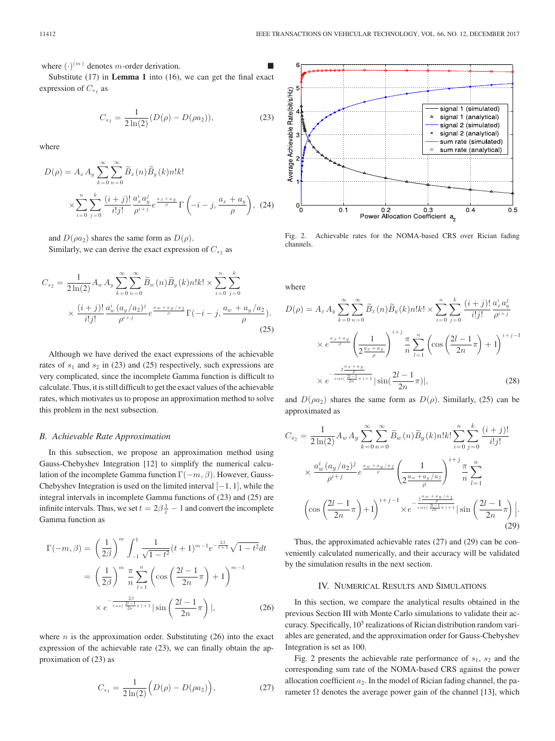where $(\cdot)^{(m)}$ denotes $m$-order derivation. ■

Substitute (17) in **Lemma 1** into (16), we can get the final exact expression of $C_{s_1}$ as

$$C_{s_1} = \frac{1}{2\ln(2)}(D(\rho) - D(\rho a_2)), \tag{23}$$

where

$$D(\rho) = A_x A_y \sum_{k=0}^{\infty}\sum_{n=0}^{\infty} \widetilde{B}_x(n)\widetilde{B}_y(k) n! k! \times \sum_{i=0}^{n}\sum_{j=0}^{k} \frac{(i+j)!}{i!j!}\frac{a_x^i a_y^j}{\rho^{i+j}} e^{\frac{a_x+a_y}{\rho}} \Gamma\left(-i-j, \frac{a_x+a_y}{\rho}\right), \tag{24}$$

and $D(\rho a_2)$ shares the same form as $D(\rho)$.

Similarly, we can derive the exact expression of $C_{s_2}$ as

$$C_{s_2} = \frac{1}{2\ln(2)} A_w A_y \sum_{k=0}^{\infty}\sum_{n=0}^{\infty} \widetilde{B}_w(n)\widetilde{B}_y(k) n! k! \times \sum_{i=0}^{n}\sum_{j=0}^{k} \times \frac{(i+j)!}{i!j!}\frac{a_w^i (a_y/a_2)^j}{\rho^{i+j}} e^{\frac{a_w+a_y/a_2}{\rho}} \Gamma(-i-j, \frac{a_w+a_y/a_2}{\rho}). \tag{25}$$

Although we have derived the exact expressions of the achievable rates of $s_1$ and $s_2$ in (23) and (25) respectively, such expressions are very complicated, since the incomplete Gamma function is difficult to calculate. Thus, it is still difficult to get the exact values of the achievable rates, which motivates us to propose an approximation method to solve this problem in the next subsection.

### B. Achievable Rate Approximation

In this subsection, we propose an approximation method using Gauss-Chebyshev Integration [12] to simplify the numerical calculation of the incomplete Gamma function $\Gamma(-m, \beta)$. However, Gauss-Chebyshev Integration is used on the limited interval $[-1, 1]$, while the integral intervals in incomplete Gamma functions of (23) and (25) are infinite intervals. Thus, we set $t = 2\beta\frac{1}{x} - 1$ and convert the incomplete Gamma function as

$$\begin{aligned}\Gamma(-m, \beta) &= \left(\frac{1}{2\beta}\right)^m \int_{-1}^{1} \frac{1}{\sqrt{1-t^2}}(t+1)^{m-1} e^{-\frac{2\beta}{t+1}}\sqrt{1-t^2}\,dt \\ &= \left(\frac{1}{2\beta}\right)^m \frac{\pi}{n}\sum_{l=1}^{n}\left(\cos\left(\frac{2l-1}{2n}\pi\right)+1\right)^{m-1} \\ &\quad \times e^{-\frac{2\beta}{\cos(\frac{2l-1}{2n}\pi)+1}} \left|\sin\left(\frac{2l-1}{2n}\pi\right)\right|,\end{aligned} \tag{26}$$

where $n$ is the approximation order. Substituting (26) into the exact expression of the achievable rate (23), we can finally obtain the approximation of (23) as

$$C_{s_1} = \frac{1}{2\ln(2)}\Big(D(\rho) - D(\rho a_2)\Big), \tag{27}$$

Fig. 2. Achievable rates for the NOMA-based CRS over Rician fading channels.

where

$$\begin{aligned}D(\rho) &= A_x A_y \sum_{k=0}^{\infty}\sum_{n=0}^{\infty} \widetilde{B}_x(n)\widetilde{B}_y(k) n! k! \times \sum_{i=0}^{n}\sum_{j=0}^{k} \frac{(i+j)!}{i!j!}\frac{a_x^i a_y^j}{\rho^{i+j}} \\ &\quad \times e^{\frac{a_x+a_y}{\rho}} \left(\frac{1}{2\frac{a_x+a_y}{\rho}}\right)^{i+j} \frac{\pi}{n}\sum_{l=1}^{n}\left(\cos\left(\frac{2l-1}{2n}\pi\right)+1\right)^{i+j-1} \\ &\quad \times e^{-\frac{2\frac{a_x+a_y}{\rho}}{\cos(\frac{2l-1}{2n}\pi)+1}} \left|\sin(\frac{2l-1}{2n}\pi)\right|,\end{aligned} \tag{28}$$

and $D(\rho a_2)$ shares the same form as $D(\rho)$. Similarly, (25) can be approximated as

$$\begin{aligned}C_{s_2} &= \frac{1}{2\ln(2)} A_w A_y \sum_{k=0}^{\infty}\sum_{n=0}^{\infty} \widetilde{B}_w(n)\widetilde{B}_y(k) n! k! \sum_{i=0}^{n}\sum_{j=0}^{k} \frac{(i+j)!}{i!j!} \\ &\quad \times \frac{a_w^i (a_y/a_2)^j}{\rho^{i+j}} e^{\frac{a_w+a_y/a_2}{\rho}} \left(\frac{1}{2\frac{a_w+a_y/a_2}{\rho}}\right)^{i+j} \frac{\pi}{n}\sum_{l=1}^{n} \\ &\quad \left(\cos\left(\frac{2l-1}{2n}\pi\right)+1\right)^{i+j-1} \times e^{-\frac{2\frac{a_w+a_y/a_2}{\rho}}{\cos(\frac{2l-1}{2n}\pi)+1}} \left|\sin\left(\frac{2l-1}{2n}\pi\right)\right|.\end{aligned} \tag{29}$$

Thus, the approximated achievable rates (27) and (29) can be conveniently calculated numerically, and their accuracy will be validated by the simulation results in the next section.

## IV. Numerical Results and Simulations

In this section, we compare the analytical results obtained in the previous Section III with Monte Carlo simulations to validate their accuracy. Specifically, $10^5$ realizations of Rician distribution random variables are generated, and the approximation order for Gauss-Chebyshev Integration is set as 100.

Fig. 2 presents the achievable rate performance of $s_1$, $s_2$ and the corresponding sum rate of the NOMA-based CRS against the power allocation coefficient $a_2$. In the model of Rician fading channel, the parameter $\Omega$ denotes the average power gain of the channel [13], which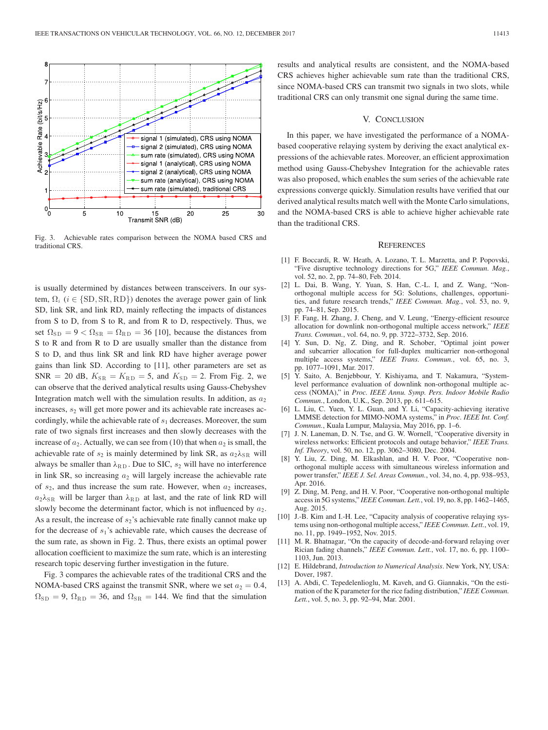Achievable Rate (bit/s/Hz)

Transmit SNR (dB)

0 5 10 15 20 25 30

0 1 2 3 4 5 6 7 8

signal 1 (simulated), CRS using NOMA
signal 2 (simulated), CRS using NOMA
sum rate (simulated), CRS using NOMA
signal 1 (analytical), CRS using NOMA
signal 2 (analytical), CRS using NOMA
sum rate (analytical), CRS using NOMA
sum rate (simulated), traditional CRS

Fig. 3. Achievable rates comparison between the NOMA based CRS and traditional CRS.

is usually determined by distances between transceivers. In our system, $\Omega_i$ ($i \in \{\mathrm{SD}, \mathrm{SR}, \mathrm{RD}\}$) denotes the average power gain of link SD, link SR, and link RD, mainly reflecting the impacts of distances from S to D, from S to R, and from R to D, respectively. Thus, we set $\Omega_{\mathrm{SD}} = 9 < \Omega_{\mathrm{SR}} = \Omega_{\mathrm{RD}} = 36$ [10], because the distances from S to R and from R to D are usually smaller than the distance from S to D, and thus link SR and link RD have higher average power gains than link SD. According to [11], other parameters are set as $\mathrm{SNR} = 20$ dB, $K_{\mathrm{SR}} = K_{\mathrm{RD}} = 5$, and $K_{\mathrm{SD}} = 2$. From Fig. 2, we can observe that the derived analytical results using Gauss-Chebyshev Integration match well with the simulation results. In addition, as $a_2$ increases, $s_2$ will get more power and its achievable rate increases accordingly, while the achievable rate of $s_1$ decreases. Moreover, the sum rate of two signals first increases and then slowly decreases with the increase of $a_2$. Actually, we can see from (10) that when $a_2$ is small, the achievable rate of $s_2$ is mainly determined by link SR, as $a_2\lambda_{\mathrm{SR}}$ will always be smaller than $\lambda_{\mathrm{RD}}$. Due to SIC, $s_2$ will have no interference in link SR, so increasing $a_2$ will largely increase the achievable rate of $s_2$, and thus increase the sum rate. However, when $a_2$ increases, $a_2\lambda_{\mathrm{SR}}$ will be larger than $\lambda_{\mathrm{RD}}$ at last, and the rate of link RD will slowly become the determinant factor, which is not influenced by $a_2$. As a result, the increase of $s_2$'s achievable rate finally cannot make up for the decrease of $s_1$'s achievable rate, which causes the decrease of the sum rate, as shown in Fig. 2. Thus, there exists an optimal power allocation coefficient to maximize the sum rate, which is an interesting research topic deserving further investigation in the future.

Fig. 3 compares the achievable rates of the traditional CRS and the NOMA-based CRS against the transmit SNR, where we set $a_2 = 0.4$, $\Omega_{\mathrm{SD}} = 9$, $\Omega_{\mathrm{RD}} = 36$, and $\Omega_{\mathrm{SR}} = 144$. We find that the simulation results and analytical results are consistent, and the NOMA-based CRS achieves higher achievable sum rate than the traditional CRS, since NOMA-based CRS can transmit two signals in two slots, while traditional CRS can only transmit one signal during the same time.

## V. Conclusion

In this paper, we have investigated the performance of a NOMA-based cooperative relaying system by deriving the exact analytical expressions of the achievable rates. Moreover, an efficient approximation method using Gauss-Chebyshev Integration for the achievable rates was also proposed, which enables the sum series of the achievable rate expressions converge quickly. Simulation results have verified that our derived analytical results match well with the Monte Carlo simulations, and the NOMA-based CRS is able to achieve higher achievable rate than the traditional CRS.

## References

[1] F. Boccardi, R. W. Heath, A. Lozano, T. L. Marzetta, and P. Popovski, "Five disruptive technology directions for 5G," *IEEE Commun. Mag.*, vol. 52, no. 2, pp. 74–80, Feb. 2014.

[2] L. Dai, B. Wang, Y. Yuan, S. Han, C.-L. I, and Z. Wang, "Non-orthogonal multiple access for 5G: Solutions, challenges, opportunities, and future research trends," *IEEE Commun. Mag.*, vol. 53, no. 9, pp. 74–81, Sep. 2015.

[3] F. Fang, H. Zhang, J. Cheng, and V. Leung, "Energy-efficient resource allocation for downlink non-orthogonal multiple access network," *IEEE Trans. Commun.*, vol. 64, no. 9, pp. 3722–3732, Sep. 2016.

[4] Y. Sun, D. Ng, Z. Ding, and R. Schober, "Optimal joint power and subcarrier allocation for full-duplex multicarrier non-orthogonal multiple access systems," *IEEE Trans. Commun.*, vol. 65, no. 3, pp. 1077–1091, Mar. 2017.

[5] Y. Saito, A. Benjebbour, Y. Kishiyama, and T. Nakamura, "System-level performance evaluation of downlink non-orthogonal multiple access (NOMA)," in *Proc. IEEE Annu. Symp. Pers. Indoor Mobile Radio Commun.*, London, U.K., Sep. 2013, pp. 611–615.

[6] L. Liu, C. Yuen, Y. L. Guan, and Y. Li, "Capacity-achieving iterative LMMSE detection for MIMO-NOMA systems," in *Proc. IEEE Int. Conf. Commun.*, Kuala Lumpur, Malaysia, May 2016, pp. 1–6.

[7] J. N. Laneman, D. N. Tse, and G. W. Wornell, "Cooperative diversity in wireless networks: Efficient protocols and outage behavior," *IEEE Trans. Inf. Theory*, vol. 50, no. 12, pp. 3062–3080, Dec. 2004.

[8] Y. Liu, Z. Ding, M. Elkashlan, and H. V. Poor, "Cooperative non-orthogonal multiple access with simultaneous wireless information and power transfer," *IEEE J. Sel. Areas Commun.*, vol. 34, no. 4, pp. 938–953, Apr. 2016.

[9] Z. Ding, M. Peng, and H. V. Poor, "Cooperative non-orthogonal multiple access in 5G systems," *IEEE Commun. Lett.*, vol. 19, no. 8, pp. 1462–1465, Aug. 2015.

[10] J.-B. Kim and I.-H. Lee, "Capacity analysis of cooperative relaying systems using non-orthogonal multiple access," *IEEE Commun. Lett.*, vol. 19, no. 11, pp. 1949–1952, Nov. 2015.

[11] M. R. Bhatnagar, "On the capacity of decode-and-forward relaying over Rician fading channels," *IEEE Commun. Lett.*, vol. 17, no. 6, pp. 1100–1103, Jun. 2013.

[12] E. Hildebrand, *Introduction to Numerical Analysis*. New York, NY, USA: Dover, 1987.

[13] A. Abdi, C. Tepedelenlioglu, M. Kaveh, and G. Giannakis, "On the estimation of the K parameter for the rice fading distribution," *IEEE Commun. Lett.*, vol. 5, no. 3, pp. 92–94, Mar. 2001.